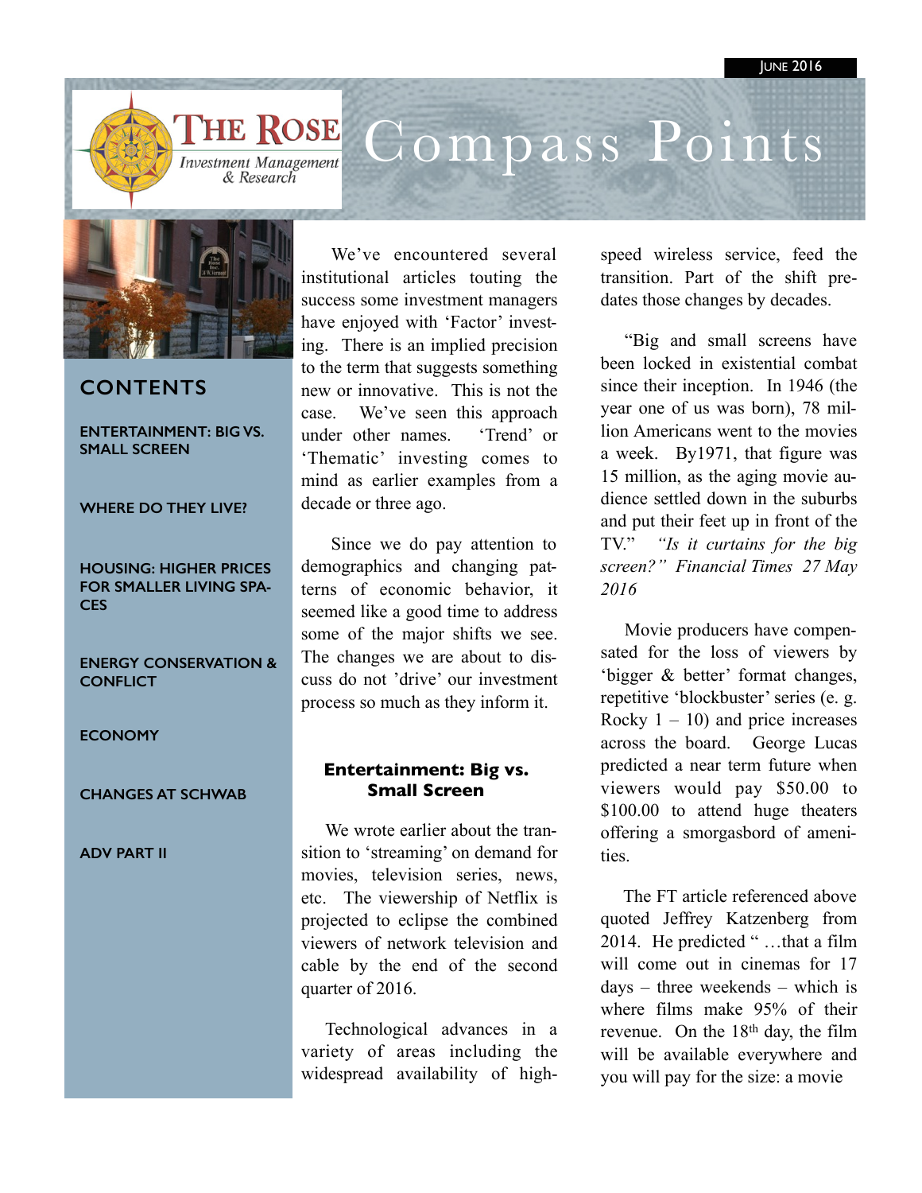June 2016

# The Rose Investment Management & Research — Compass Points

## CONTENTS

ENTERTAINMENT: BIG VS. SMALL SCREEN

WHERE DO THEY LIVE?

HOUSING: HIGHER PRICES FOR SMALLER LIVING SPACES

ENERGY CONSERVATION & CONFLICT

ECONOMY

CHANGES AT SCHWAB

ADV PART II

We've encountered several institutional articles touting the success some investment managers have enjoyed with 'Factor' investing. There is an implied precision to the term that suggests something new or innovative. This is not the case. We've seen this approach under other names. 'Trend' or 'Thematic' investing comes to mind as earlier examples from a decade or three ago.

Since we do pay attention to demographics and changing patterns of economic behavior, it seemed like a good time to address some of the major shifts we see. The changes we are about to discuss do not 'drive' our investment process so much as they inform it.

### Entertainment: Big vs. Small Screen

We wrote earlier about the transition to 'streaming' on demand for movies, television series, news, etc. The viewership of Netflix is projected to eclipse the combined viewers of network television and cable by the end of the second quarter of 2016.

Technological advances in a variety of areas including the widespread availability of high-speed wireless service, feed the transition. Part of the shift predates those changes by decades.

"Big and small screens have been locked in existential combat since their inception. In 1946 (the year one of us was born), 78 million Americans went to the movies a week. By1971, that figure was 15 million, as the aging movie audience settled down in the suburbs and put their feet up in front of the TV." *"Is it curtains for the big screen?" Financial Times 27 May 2016*

Movie producers have compensated for the loss of viewers by 'bigger & better' format changes, repetitive 'blockbuster' series (e. g. Rocky 1 – 10) and price increases across the board. George Lucas predicted a near term future when viewers would pay \$50.00 to \$100.00 to attend huge theaters offering a smorgasbord of amenities.

The FT article referenced above quoted Jeffrey Katzenberg from 2014. He predicted " …that a film will come out in cinemas for 17 days – three weekends – which is where films make 95% of their revenue. On the 18th day, the film will be available everywhere and you will pay for the size: a movie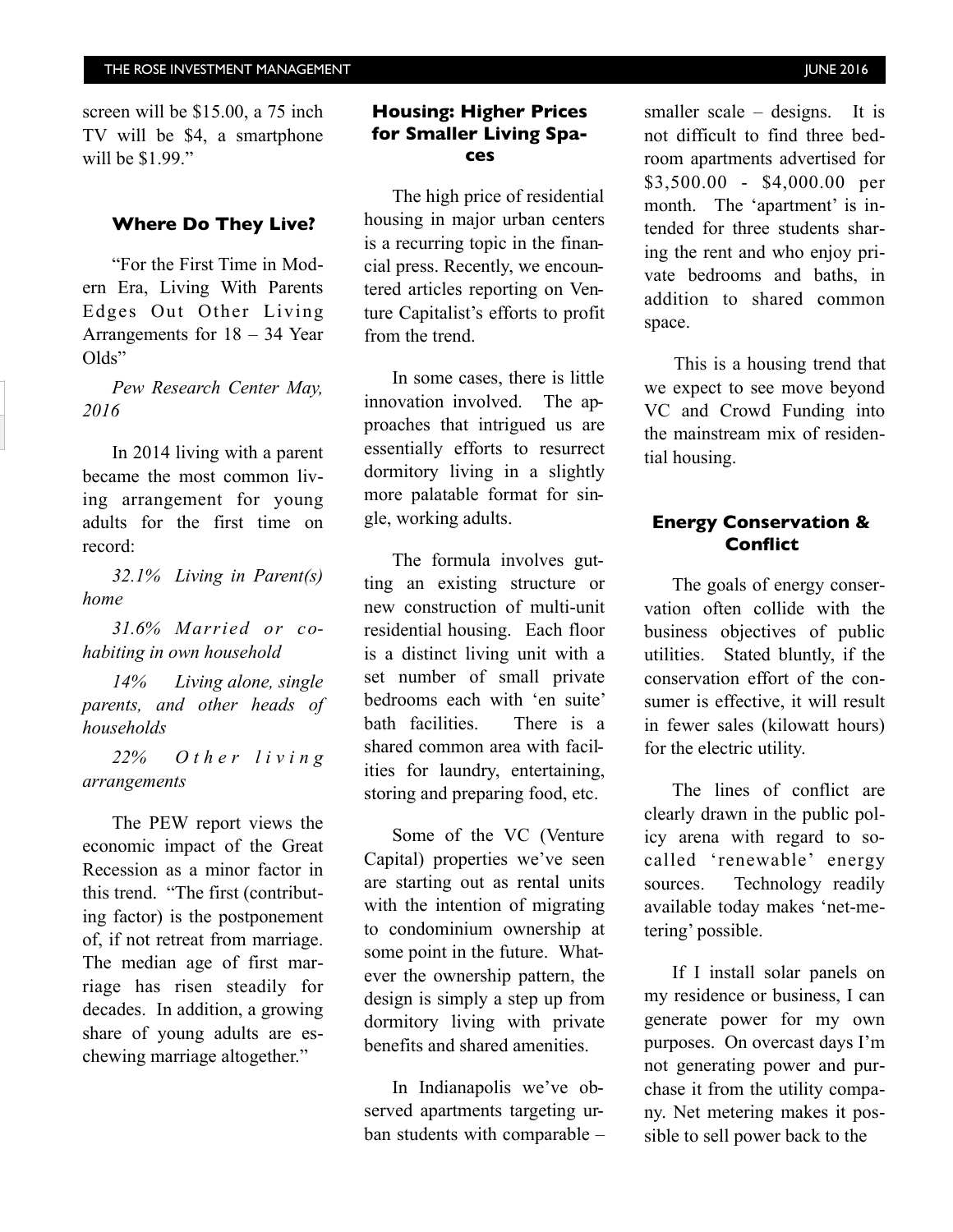screen will be $15.00, a 75 inch TV will be $4, a smartphone will be $1.99."

### Where Do They Live?

"For the First Time in Modern Era, Living With Parents Edges Out Other Living Arrangements for 18 – 34 Year Olds"

*Pew Research Center May, 2016*

In 2014 living with a parent became the most common living arrangement for young adults for the first time on record:

*32.1% Living in Parent(s) home*

*31.6% Married or co-habiting in own household*

*14% Living alone, single parents, and other heads of households*

*22% Other living arrangements*

The PEW report views the economic impact of the Great Recession as a minor factor in this trend. "The first (contributing factor) is the postponement of, if not retreat from marriage. The median age of first marriage has risen steadily for decades. In addition, a growing share of young adults are eschewing marriage altogether."

### Housing: Higher Prices for Smaller Living Spaces

The high price of residential housing in major urban centers is a recurring topic in the financial press. Recently, we encountered articles reporting on Venture Capitalist's efforts to profit from the trend.

In some cases, there is little innovation involved. The approaches that intrigued us are essentially efforts to resurrect dormitory living in a slightly more palatable format for single, working adults.

The formula involves gutting an existing structure or new construction of multi-unit residential housing. Each floor is a distinct living unit with a set number of small private bedrooms each with 'en suite' bath facilities. There is a shared common area with facilities for laundry, entertaining, storing and preparing food, etc.

Some of the VC (Venture Capital) properties we've seen are starting out as rental units with the intention of migrating to condominium ownership at some point in the future. Whatever the ownership pattern, the design is simply a step up from dormitory living with private benefits and shared amenities.

In Indianapolis we've observed apartments targeting urban students with comparable – smaller scale – designs. It is not difficult to find three bedroom apartments advertised for $3,500.00 - $4,000.00 per month. The 'apartment' is intended for three students sharing the rent and who enjoy private bedrooms and baths, in addition to shared common space.

This is a housing trend that we expect to see move beyond VC and Crowd Funding into the mainstream mix of residential housing.

### Energy Conservation & Conflict

The goals of energy conservation often collide with the business objectives of public utilities. Stated bluntly, if the conservation effort of the consumer is effective, it will result in fewer sales (kilowatt hours) for the electric utility.

The lines of conflict are clearly drawn in the public policy arena with regard to so-called 'renewable' energy sources. Technology readily available today makes 'net-metering' possible.

If I install solar panels on my residence or business, I can generate power for my own purposes. On overcast days I'm not generating power and purchase it from the utility company. Net metering makes it possible to sell power back to the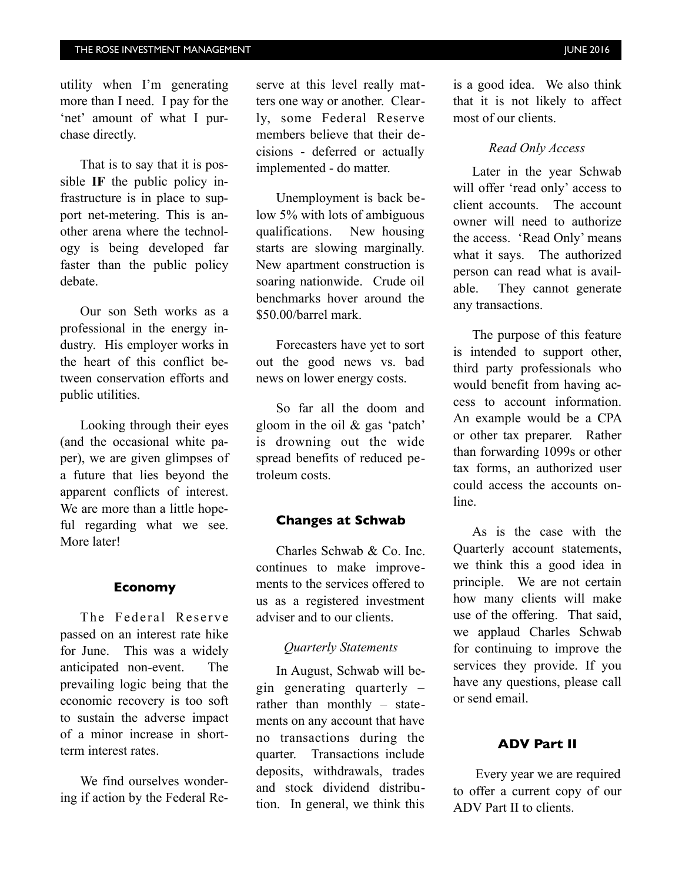utility when I'm generating more than I need. I pay for the 'net' amount of what I purchase directly.

That is to say that it is possible **IF** the public policy infrastructure is in place to support net-metering. This is another arena where the technology is being developed far faster than the public policy debate.

Our son Seth works as a professional in the energy industry. His employer works in the heart of this conflict between conservation efforts and public utilities.

Looking through their eyes (and the occasional white paper), we are given glimpses of a future that lies beyond the apparent conflicts of interest. We are more than a little hopeful regarding what we see. More later!

## Economy

The Federal Reserve passed on an interest rate hike for June. This was a widely anticipated non-event. The prevailing logic being that the economic recovery is too soft to sustain the adverse impact of a minor increase in short-term interest rates.

We find ourselves wondering if action by the Federal Reserve at this level really matters one way or another. Clearly, some Federal Reserve members believe that their decisions - deferred or actually implemented - do matter.

Unemployment is back below 5% with lots of ambiguous qualifications. New housing starts are slowing marginally. New apartment construction is soaring nationwide. Crude oil benchmarks hover around the $50.00/barrel mark.

Forecasters have yet to sort out the good news vs. bad news on lower energy costs.

So far all the doom and gloom in the oil & gas 'patch' is drowning out the wide spread benefits of reduced petroleum costs.

## Changes at Schwab

Charles Schwab & Co. Inc. continues to make improvements to the services offered to us as a registered investment adviser and to our clients.

*Quarterly Statements*

In August, Schwab will begin generating quarterly – rather than monthly – statements on any account that have no transactions during the quarter. Transactions include deposits, withdrawals, trades and stock dividend distribution. In general, we think this is a good idea. We also think that it is not likely to affect most of our clients.

*Read Only Access*

Later in the year Schwab will offer 'read only' access to client accounts. The account owner will need to authorize the access. 'Read Only' means what it says. The authorized person can read what is available. They cannot generate any transactions.

The purpose of this feature is intended to support other, third party professionals who would benefit from having access to account information. An example would be a CPA or other tax preparer. Rather than forwarding 1099s or other tax forms, an authorized user could access the accounts online.

As is the case with the Quarterly account statements, we think this a good idea in principle. We are not certain how many clients will make use of the offering. That said, we applaud Charles Schwab for continuing to improve the services they provide. If you have any questions, please call or send email.

## ADV Part II

Every year we are required to offer a current copy of our ADV Part II to clients.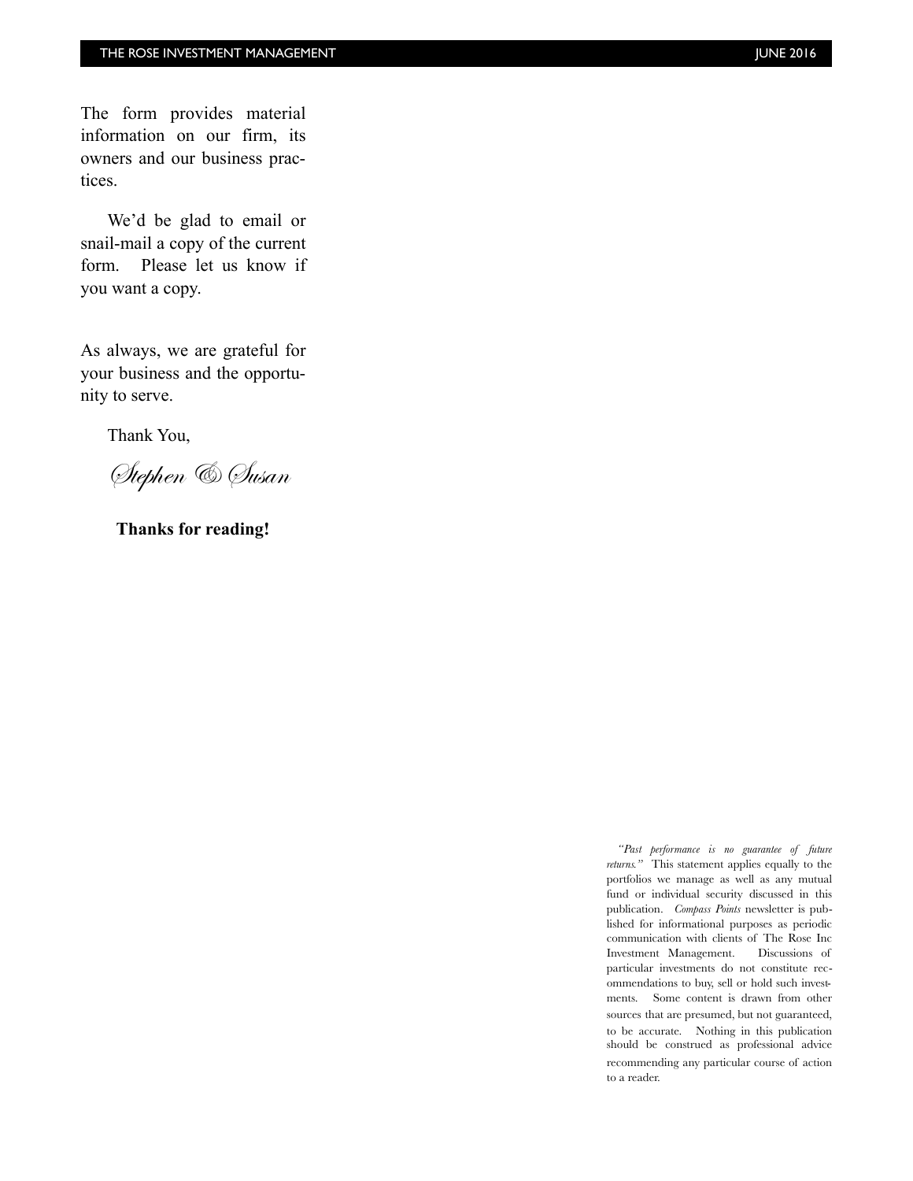The form provides material information on our firm, its owners and our business practices.

We'd be glad to email or snail-mail a copy of the current form. Please let us know if you want a copy.

As always, we are grateful for your business and the opportunity to serve.

Thank You,

*Stephen & Susan*

**Thanks for reading!**

*"Past performance is no guarantee of future returns."* This statement applies equally to the portfolios we manage as well as any mutual fund or individual security discussed in this publication. *Compass Points* newsletter is published for informational purposes as periodic communication with clients of The Rose Inc Investment Management. Discussions of particular investments do not constitute recommendations to buy, sell or hold such investments. Some content is drawn from other sources that are presumed, but not guaranteed, to be accurate. Nothing in this publication should be construed as professional advice recommending any particular course of action to a reader.